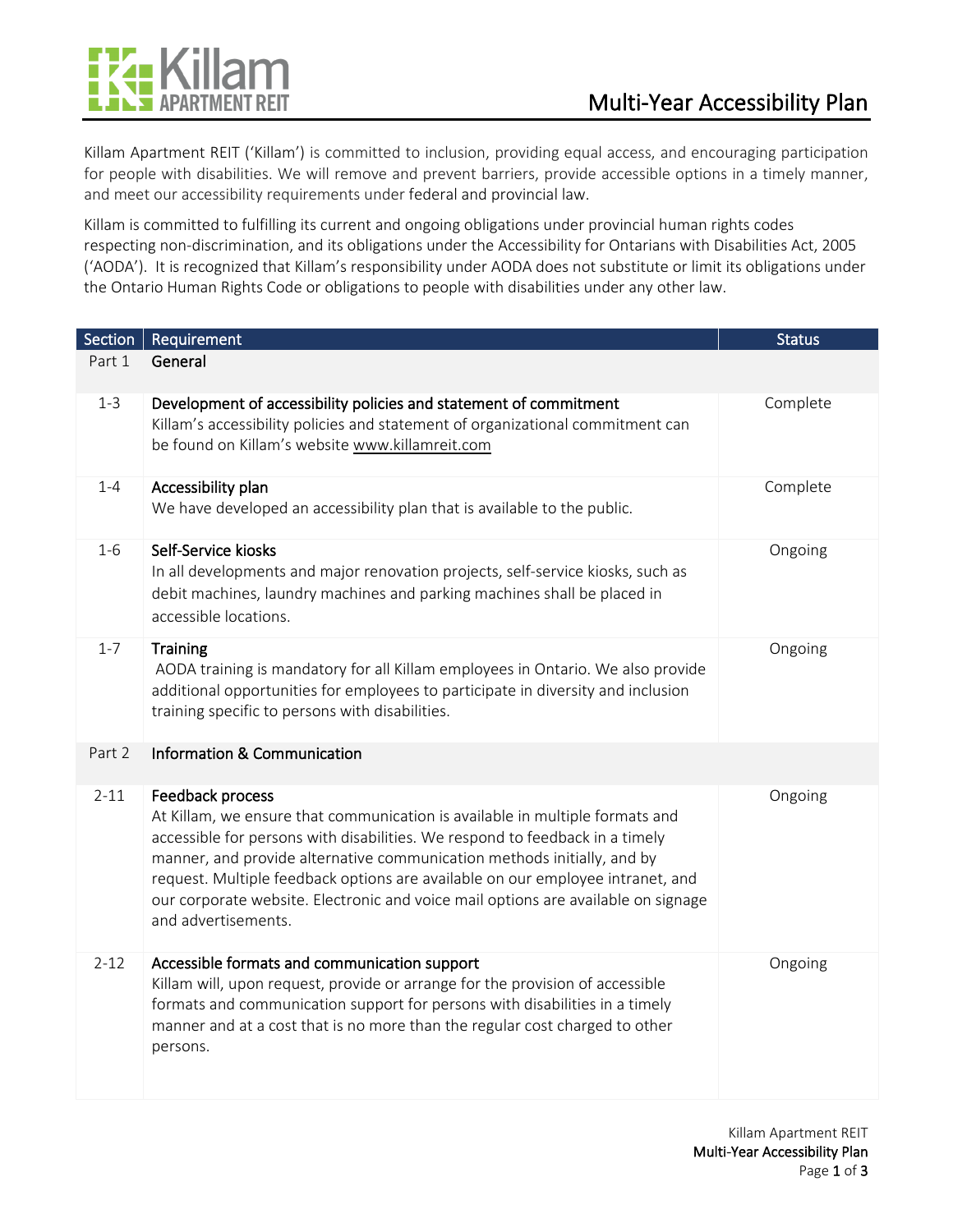# Multi-Year Accessibility Plan

Killam Apartment REIT ('Killam') is committed to inclusion, providing equal access, and encouraging participation for people with disabilities. We will remove and prevent barriers, provide accessible options in a timely manner, and meet our accessibility requirements under federal and provincial law.

Killam is committed to fulfilling its current and ongoing obligations under provincial human rights codes respecting non-discrimination, and its obligations under the Accessibility for Ontarians with Disabilities Act, 2005 ('AODA'). It is recognized that Killam's responsibility under AODA does not substitute or limit its obligations under the Ontario Human Rights Code or obligations to people with disabilities under any other law.

| Section | Requirement | Status |
|---|---|---|
| Part 1 | **General** | |
| 1-3 | **Development of accessibility policies and statement of commitment**<br>Killam's accessibility policies and statement of organizational commitment can be found on Killam's website www.killamreit.com | Complete |
| 1-4 | **Accessibility plan**<br>We have developed an accessibility plan that is available to the public. | Complete |
| 1-6 | **Self-Service kiosks**<br>In all developments and major renovation projects, self-service kiosks, such as debit machines, laundry machines and parking machines shall be placed in accessible locations. | Ongoing |
| 1-7 | **Training**<br>AODA training is mandatory for all Killam employees in Ontario. We also provide additional opportunities for employees to participate in diversity and inclusion training specific to persons with disabilities. | Ongoing |
| Part 2 | **Information & Communication** | |
| 2-11 | **Feedback process**<br>At Killam, we ensure that communication is available in multiple formats and accessible for persons with disabilities. We respond to feedback in a timely manner, and provide alternative communication methods initially, and by request. Multiple feedback options are available on our employee intranet, and our corporate website. Electronic and voice mail options are available on signage and advertisements. | Ongoing |
| 2-12 | **Accessible formats and communication support**<br>Killam will, upon request, provide or arrange for the provision of accessible formats and communication support for persons with disabilities in a timely manner and at a cost that is no more than the regular cost charged to other persons. | Ongoing |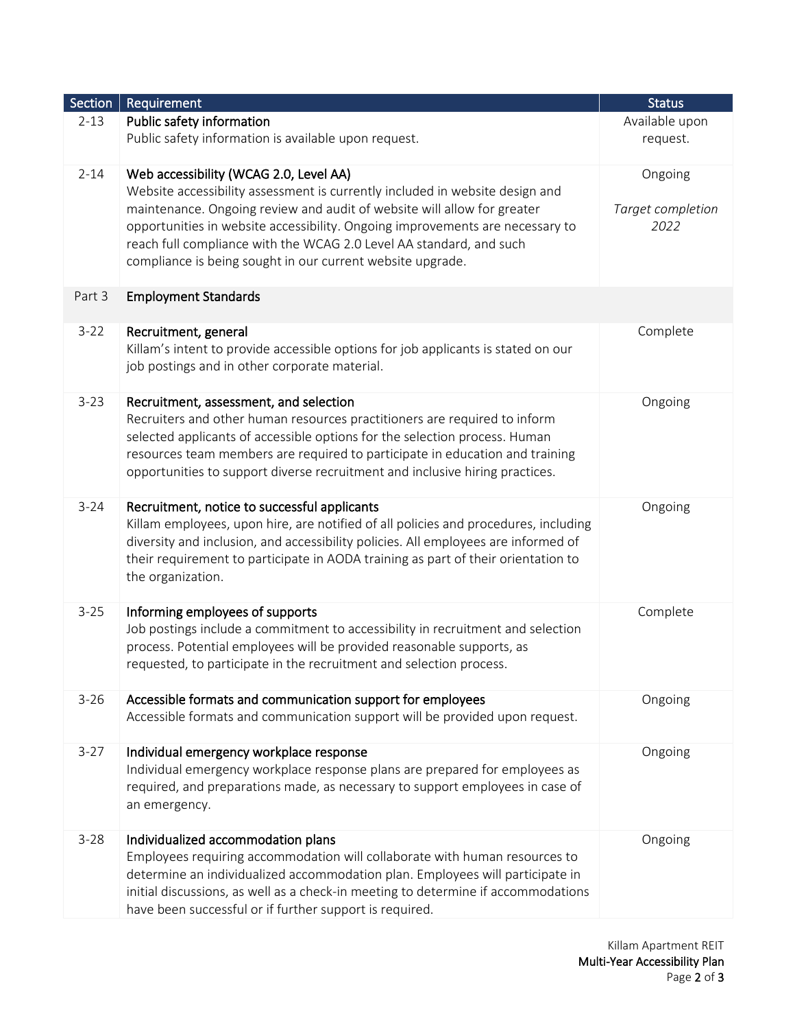| Section | Requirement | Status |
|---|---|---|
| 2-13 | **Public safety information**<br>Public safety information is available upon request. | Available upon request. |
| 2-14 | **Web accessibility (WCAG 2.0, Level AA)**<br>Website accessibility assessment is currently included in website design and maintenance. Ongoing review and audit of website will allow for greater opportunities in website accessibility. Ongoing improvements are necessary to reach full compliance with the WCAG 2.0 Level AA standard, and such compliance is being sought in our current website upgrade. | Ongoing<br><br>*Target completion 2022* |
| Part 3 | **Employment Standards** | |
| 3-22 | **Recruitment, general**<br>Killam's intent to provide accessible options for job applicants is stated on our job postings and in other corporate material. | Complete |
| 3-23 | **Recruitment, assessment, and selection**<br>Recruiters and other human resources practitioners are required to inform selected applicants of accessible options for the selection process. Human resources team members are required to participate in education and training opportunities to support diverse recruitment and inclusive hiring practices. | Ongoing |
| 3-24 | **Recruitment, notice to successful applicants**<br>Killam employees, upon hire, are notified of all policies and procedures, including diversity and inclusion, and accessibility policies. All employees are informed of their requirement to participate in AODA training as part of their orientation to the organization. | Ongoing |
| 3-25 | **Informing employees of supports**<br>Job postings include a commitment to accessibility in recruitment and selection process. Potential employees will be provided reasonable supports, as requested, to participate in the recruitment and selection process. | Complete |
| 3-26 | **Accessible formats and communication support for employees**<br>Accessible formats and communication support will be provided upon request. | Ongoing |
| 3-27 | **Individual emergency workplace response**<br>Individual emergency workplace response plans are prepared for employees as required, and preparations made, as necessary to support employees in case of an emergency. | Ongoing |
| 3-28 | **Individualized accommodation plans**<br>Employees requiring accommodation will collaborate with human resources to determine an individualized accommodation plan. Employees will participate in initial discussions, as well as a check-in meeting to determine if accommodations have been successful or if further support is required. | Ongoing |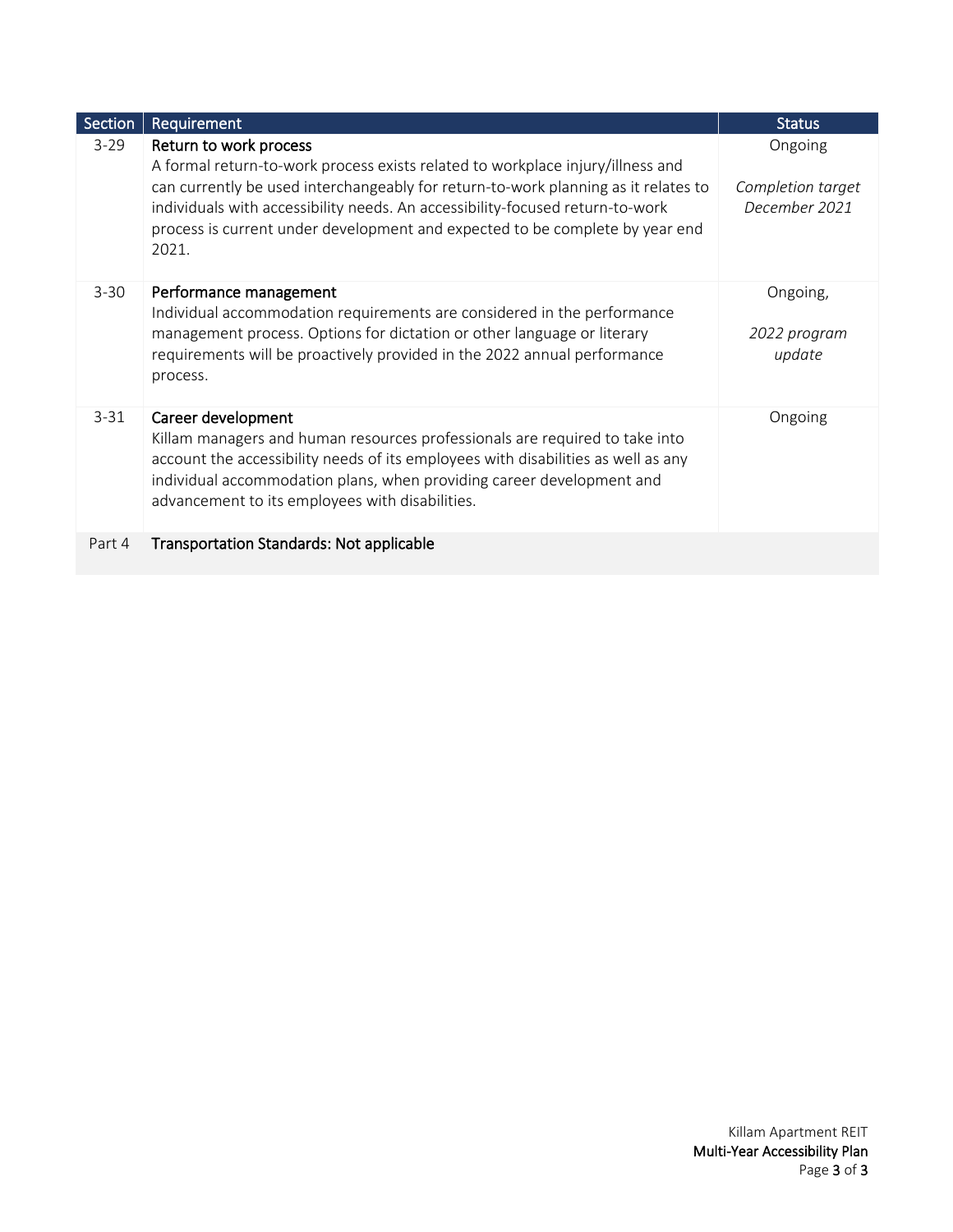| Section | Requirement | Status |
|---|---|---|
| 3-29 | **Return to work process**<br>A formal return-to-work process exists related to workplace injury/illness and can currently be used interchangeably for return-to-work planning as it relates to individuals with accessibility needs. An accessibility-focused return-to-work process is current under development and expected to be complete by year end 2021. | Ongoing<br><br>*Completion target December 2021* |
| 3-30 | **Performance management**<br>Individual accommodation requirements are considered in the performance management process. Options for dictation or other language or literary requirements will be proactively provided in the 2022 annual performance process. | Ongoing,<br><br>*2022 program update* |
| 3-31 | **Career development**<br>Killam managers and human resources professionals are required to take into account the accessibility needs of its employees with disabilities as well as any individual accommodation plans, when providing career development and advancement to its employees with disabilities. | Ongoing |
| Part 4 | **Transportation Standards: Not applicable** | |